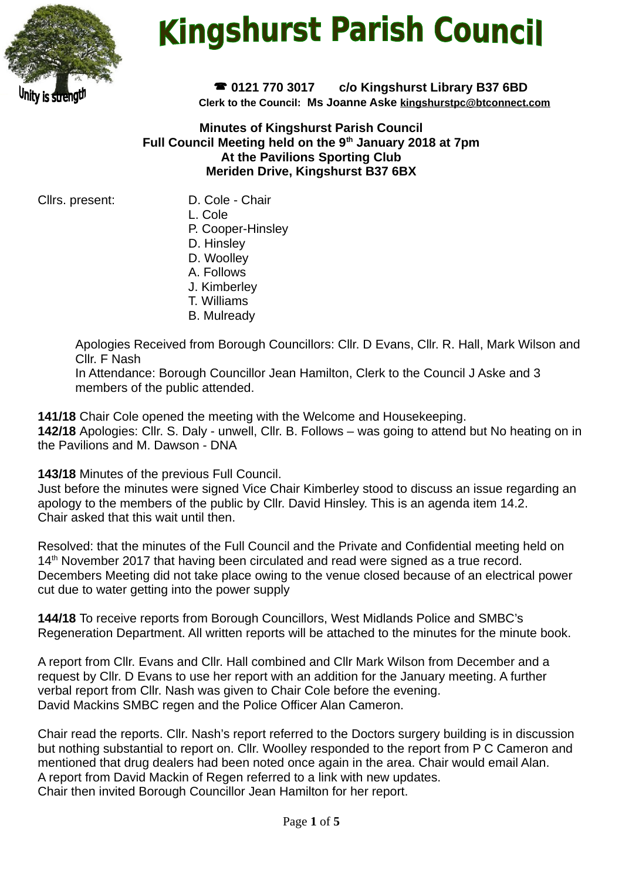# Kingshurst Parish Council

Unity is strength

☎ 0121 770 3017 c/o Kingshurst Library B37 6BD

**Clerk to the Council: Ms Joanne Aske kingshurstpc@btconnect.com**

**Minutes of Kingshurst Parish Council**
**Full Council Meeting held on the 9th January 2018 at 7pm**
**At the Pavilions Sporting Club**
**Meriden Drive, Kingshurst B37 6BX**

Cllrs. present:
- D. Cole - Chair
- L. Cole
- P. Cooper-Hinsley
- D. Hinsley
- D. Woolley
- A. Follows
- J. Kimberley
- T. Williams
- B. Mulready

Apologies Received from Borough Councillors: Cllr. D Evans, Cllr. R. Hall, Mark Wilson and Cllr. F Nash

In Attendance: Borough Councillor Jean Hamilton, Clerk to the Council J Aske and 3 members of the public attended.

**141/18** Chair Cole opened the meeting with the Welcome and Housekeeping.

**142/18** Apologies: Cllr. S. Daly - unwell, Cllr. B. Follows – was going to attend but No heating on in the Pavilions and M. Dawson - DNA

**143/18** Minutes of the previous Full Council.

Just before the minutes were signed Vice Chair Kimberley stood to discuss an issue regarding an apology to the members of the public by Cllr. David Hinsley. This is an agenda item 14.2.

Chair asked that this wait until then.

Resolved: that the minutes of the Full Council and the Private and Confidential meeting held on 14th November 2017 that having been circulated and read were signed as a true record. Decembers Meeting did not take place owing to the venue closed because of an electrical power cut due to water getting into the power supply

**144/18** To receive reports from Borough Councillors, West Midlands Police and SMBC's Regeneration Department. All written reports will be attached to the minutes for the minute book.

A report from Cllr. Evans and Cllr. Hall combined and Cllr Mark Wilson from December and a request by Cllr. D Evans to use her report with an addition for the January meeting. A further verbal report from Cllr. Nash was given to Chair Cole before the evening.

David Mackins SMBC regen and the Police Officer Alan Cameron.

Chair read the reports. Cllr. Nash's report referred to the Doctors surgery building is in discussion but nothing substantial to report on. Cllr. Woolley responded to the report from P C Cameron and mentioned that drug dealers had been noted once again in the area. Chair would email Alan.

A report from David Mackin of Regen referred to a link with new updates.

Chair then invited Borough Councillor Jean Hamilton for her report.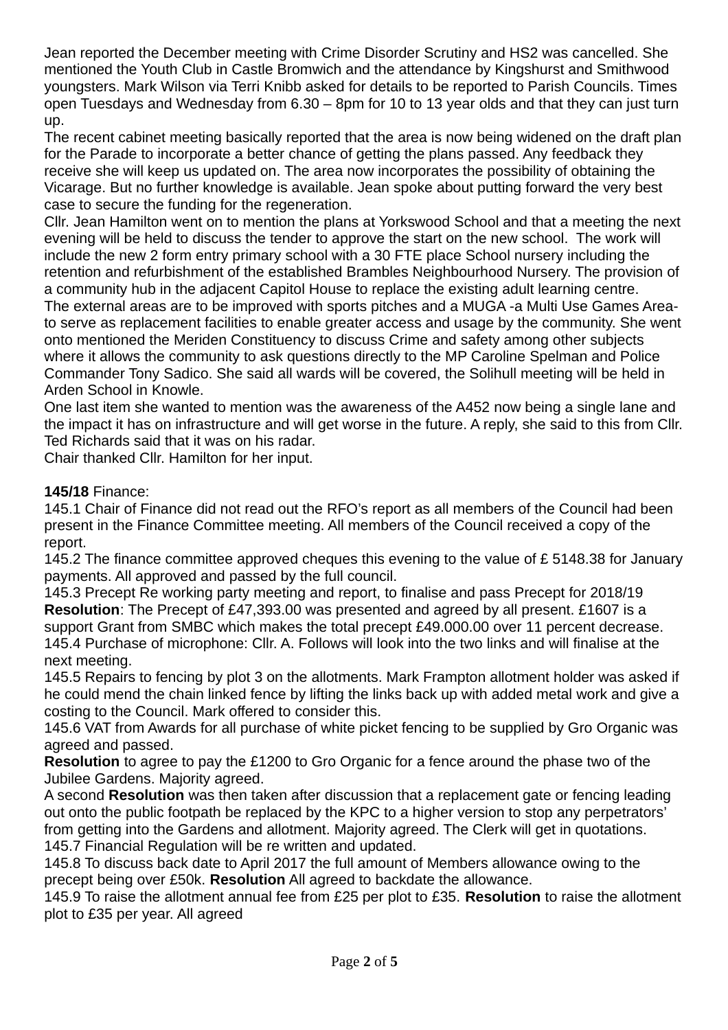Jean reported the December meeting with Crime Disorder Scrutiny and HS2 was cancelled. She mentioned the Youth Club in Castle Bromwich and the attendance by Kingshurst and Smithwood youngsters. Mark Wilson via Terri Knibb asked for details to be reported to Parish Councils. Times open Tuesdays and Wednesday from 6.30 – 8pm for 10 to 13 year olds and that they can just turn up.

The recent cabinet meeting basically reported that the area is now being widened on the draft plan for the Parade to incorporate a better chance of getting the plans passed. Any feedback they receive she will keep us updated on. The area now incorporates the possibility of obtaining the Vicarage. But no further knowledge is available. Jean spoke about putting forward the very best case to secure the funding for the regeneration.

Cllr. Jean Hamilton went on to mention the plans at Yorkswood School and that a meeting the next evening will be held to discuss the tender to approve the start on the new school. The work will include the new 2 form entry primary school with a 30 FTE place School nursery including the retention and refurbishment of the established Brambles Neighbourhood Nursery. The provision of a community hub in the adjacent Capitol House to replace the existing adult learning centre.

The external areas are to be improved with sports pitches and a MUGA -a Multi Use Games Area- to serve as replacement facilities to enable greater access and usage by the community. She went onto mentioned the Meriden Constituency to discuss Crime and safety among other subjects where it allows the community to ask questions directly to the MP Caroline Spelman and Police Commander Tony Sadico. She said all wards will be covered, the Solihull meeting will be held in Arden School in Knowle.

One last item she wanted to mention was the awareness of the A452 now being a single lane and the impact it has on infrastructure and will get worse in the future. A reply, she said to this from Cllr. Ted Richards said that it was on his radar.

Chair thanked Cllr. Hamilton for her input.

**145/18** Finance:

145.1 Chair of Finance did not read out the RFO's report as all members of the Council had been present in the Finance Committee meeting. All members of the Council received a copy of the report.

145.2 The finance committee approved cheques this evening to the value of £ 5148.38 for January payments. All approved and passed by the full council.

145.3 Precept Re working party meeting and report, to finalise and pass Precept for 2018/19

**Resolution**: The Precept of £47,393.00 was presented and agreed by all present. £1607 is a support Grant from SMBC which makes the total precept £49.000.00 over 11 percent decrease.

145.4 Purchase of microphone: Cllr. A. Follows will look into the two links and will finalise at the next meeting.

145.5 Repairs to fencing by plot 3 on the allotments. Mark Frampton allotment holder was asked if he could mend the chain linked fence by lifting the links back up with added metal work and give a costing to the Council. Mark offered to consider this.

145.6 VAT from Awards for all purchase of white picket fencing to be supplied by Gro Organic was agreed and passed.

**Resolution** to agree to pay the £1200 to Gro Organic for a fence around the phase two of the Jubilee Gardens. Majority agreed.

A second **Resolution** was then taken after discussion that a replacement gate or fencing leading out onto the public footpath be replaced by the KPC to a higher version to stop any perpetrators' from getting into the Gardens and allotment. Majority agreed. The Clerk will get in quotations.

145.7 Financial Regulation will be re written and updated.

145.8 To discuss back date to April 2017 the full amount of Members allowance owing to the precept being over £50k. **Resolution** All agreed to backdate the allowance.

145.9 To raise the allotment annual fee from £25 per plot to £35. **Resolution** to raise the allotment plot to £35 per year. All agreed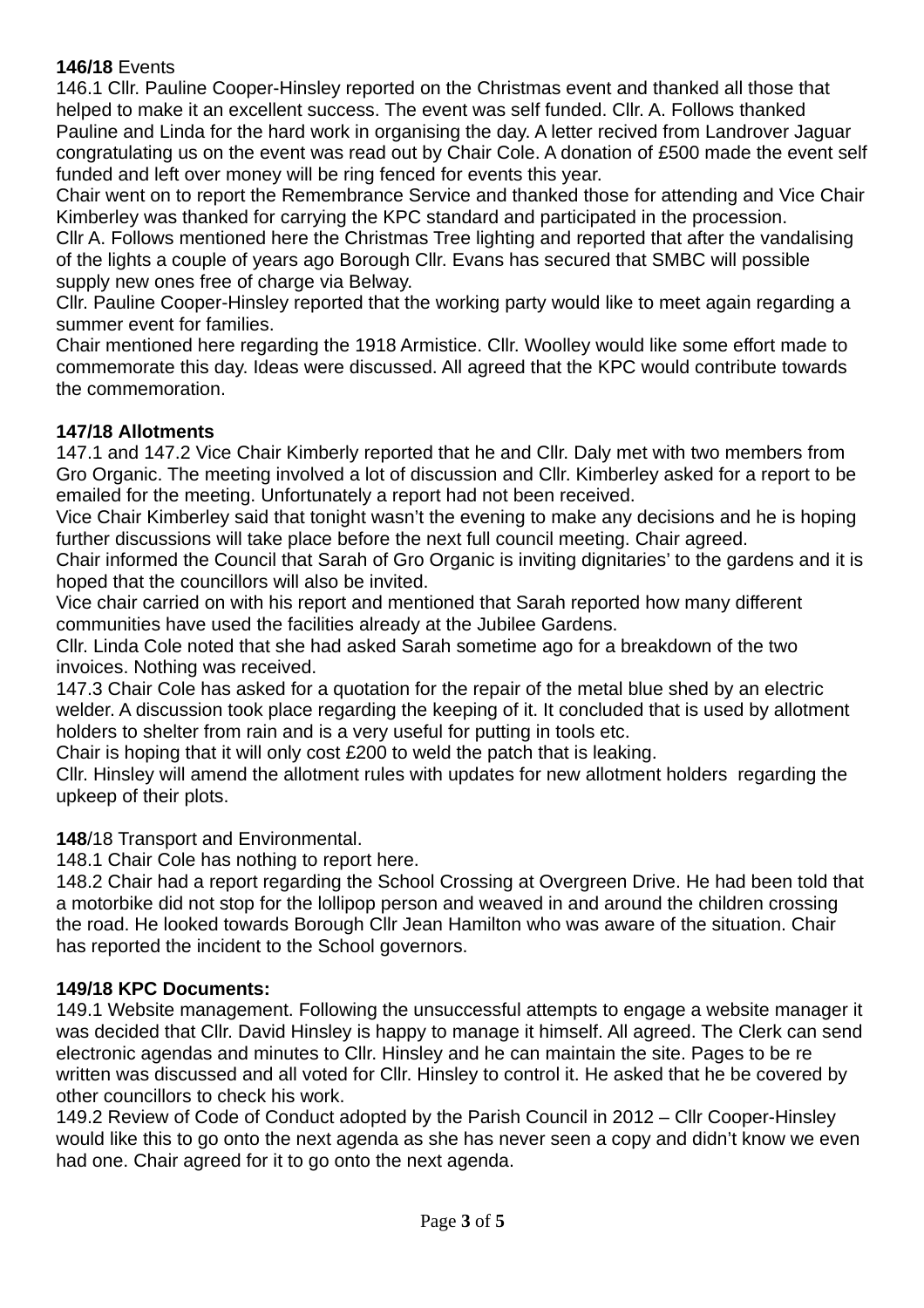**146/18** Events

146.1 Cllr. Pauline Cooper-Hinsley reported on the Christmas event and thanked all those that helped to make it an excellent success. The event was self funded. Cllr. A. Follows thanked Pauline and Linda for the hard work in organising the day. A letter recived from Landrover Jaguar congratulating us on the event was read out by Chair Cole. A donation of £500 made the event self funded and left over money will be ring fenced for events this year.

Chair went on to report the Remembrance Service and thanked those for attending and Vice Chair Kimberley was thanked for carrying the KPC standard and participated in the procession.

Cllr A. Follows mentioned here the Christmas Tree lighting and reported that after the vandalising of the lights a couple of years ago Borough Cllr. Evans has secured that SMBC will possible supply new ones free of charge via Belway.

Cllr. Pauline Cooper-Hinsley reported that the working party would like to meet again regarding a summer event for families.

Chair mentioned here regarding the 1918 Armistice. Cllr. Woolley would like some effort made to commemorate this day. Ideas were discussed. All agreed that the KPC would contribute towards the commemoration.

**147/18 Allotments**

147.1 and 147.2 Vice Chair Kimberly reported that he and Cllr. Daly met with two members from Gro Organic. The meeting involved a lot of discussion and Cllr. Kimberley asked for a report to be emailed for the meeting. Unfortunately a report had not been received.

Vice Chair Kimberley said that tonight wasn't the evening to make any decisions and he is hoping further discussions will take place before the next full council meeting. Chair agreed.

Chair informed the Council that Sarah of Gro Organic is inviting dignitaries' to the gardens and it is hoped that the councillors will also be invited.

Vice chair carried on with his report and mentioned that Sarah reported how many different communities have used the facilities already at the Jubilee Gardens.

Cllr. Linda Cole noted that she had asked Sarah sometime ago for a breakdown of the two invoices. Nothing was received.

147.3 Chair Cole has asked for a quotation for the repair of the metal blue shed by an electric welder. A discussion took place regarding the keeping of it. It concluded that is used by allotment holders to shelter from rain and is a very useful for putting in tools etc.

Chair is hoping that it will only cost £200 to weld the patch that is leaking.

Cllr. Hinsley will amend the allotment rules with updates for new allotment holders regarding the upkeep of their plots.

**148**/18 Transport and Environmental.

148.1 Chair Cole has nothing to report here.

148.2 Chair had a report regarding the School Crossing at Overgreen Drive. He had been told that a motorbike did not stop for the lollipop person and weaved in and around the children crossing the road. He looked towards Borough Cllr Jean Hamilton who was aware of the situation. Chair has reported the incident to the School governors.

**149/18 KPC Documents:**

149.1 Website management. Following the unsuccessful attempts to engage a website manager it was decided that Cllr. David Hinsley is happy to manage it himself. All agreed. The Clerk can send electronic agendas and minutes to Cllr. Hinsley and he can maintain the site. Pages to be re written was discussed and all voted for Cllr. Hinsley to control it. He asked that he be covered by other councillors to check his work.

149.2 Review of Code of Conduct adopted by the Parish Council in 2012 – Cllr Cooper-Hinsley would like this to go onto the next agenda as she has never seen a copy and didn't know we even had one. Chair agreed for it to go onto the next agenda.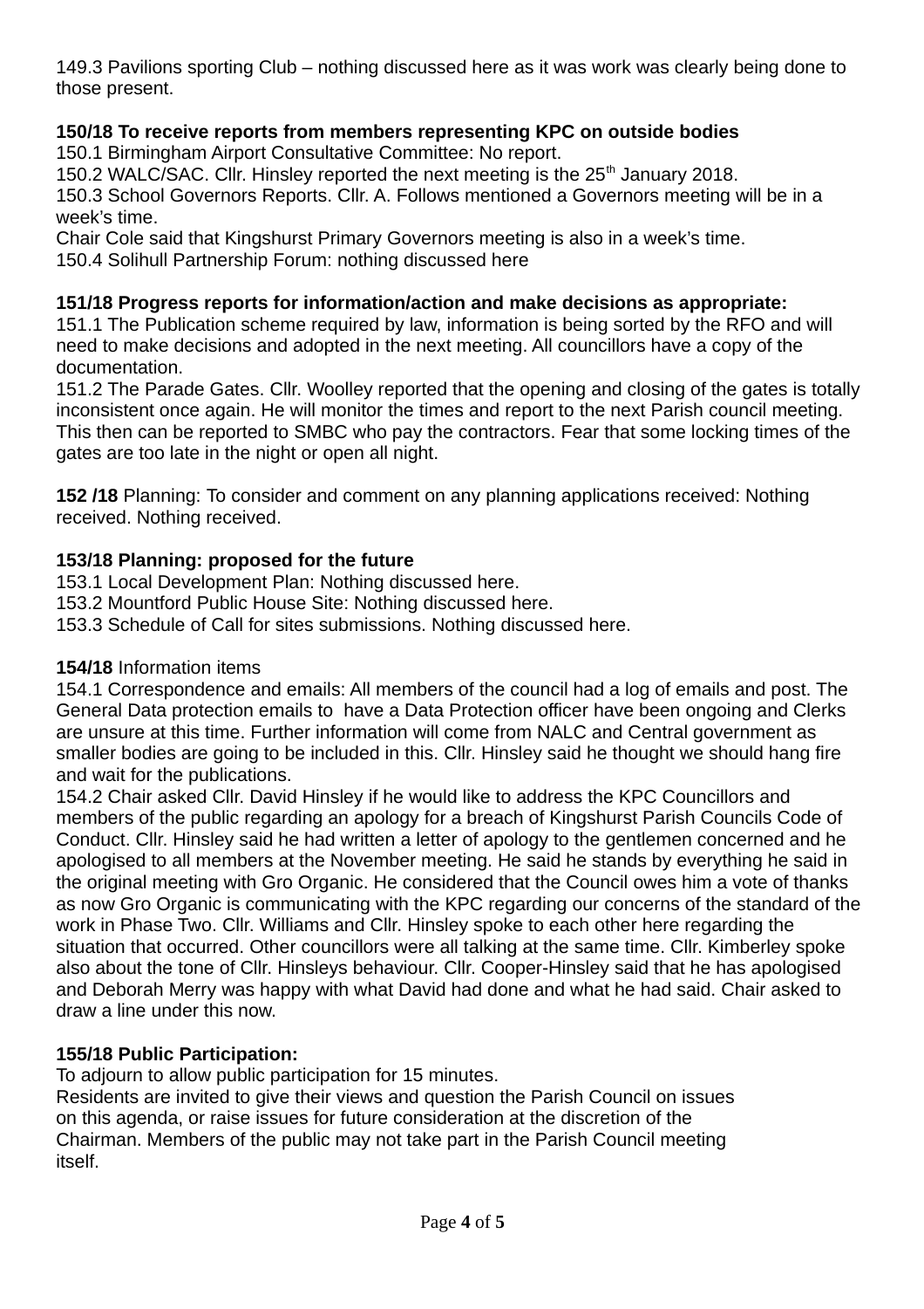149.3 Pavilions sporting Club – nothing discussed here as it was work was clearly being done to those present.

**150/18 To receive reports from members representing KPC on outside bodies**
150.1 Birmingham Airport Consultative Committee: No report.
150.2 WALC/SAC. Cllr. Hinsley reported the next meeting is the 25th January 2018.
150.3 School Governors Reports. Cllr. A. Follows mentioned a Governors meeting will be in a week's time.
Chair Cole said that Kingshurst Primary Governors meeting is also in a week's time.
150.4 Solihull Partnership Forum: nothing discussed here

**151/18 Progress reports for information/action and make decisions as appropriate:**
151.1 The Publication scheme required by law, information is being sorted by the RFO and will need to make decisions and adopted in the next meeting. All councillors have a copy of the documentation.
151.2 The Parade Gates. Cllr. Woolley reported that the opening and closing of the gates is totally inconsistent once again. He will monitor the times and report to the next Parish council meeting. This then can be reported to SMBC who pay the contractors. Fear that some locking times of the gates are too late in the night or open all night.

**152 /18** Planning: To consider and comment on any planning applications received: Nothing received. Nothing received.

**153/18 Planning: proposed for the future**
153.1 Local Development Plan: Nothing discussed here.
153.2 Mountford Public House Site: Nothing discussed here.
153.3 Schedule of Call for sites submissions. Nothing discussed here.

**154/18** Information items
154.1 Correspondence and emails: All members of the council had a log of emails and post. The General Data protection emails to have a Data Protection officer have been ongoing and Clerks are unsure at this time. Further information will come from NALC and Central government as smaller bodies are going to be included in this. Cllr. Hinsley said he thought we should hang fire and wait for the publications.
154.2 Chair asked Cllr. David Hinsley if he would like to address the KPC Councillors and members of the public regarding an apology for a breach of Kingshurst Parish Councils Code of Conduct. Cllr. Hinsley said he had written a letter of apology to the gentlemen concerned and he apologised to all members at the November meeting. He said he stands by everything he said in the original meeting with Gro Organic. He considered that the Council owes him a vote of thanks as now Gro Organic is communicating with the KPC regarding our concerns of the standard of the work in Phase Two. Cllr. Williams and Cllr. Hinsley spoke to each other here regarding the situation that occurred. Other councillors were all talking at the same time. Cllr. Kimberley spoke also about the tone of Cllr. Hinsleys behaviour. Cllr. Cooper-Hinsley said that he has apologised and Deborah Merry was happy with what David had done and what he had said. Chair asked to draw a line under this now.

**155/18 Public Participation:**
To adjourn to allow public participation for 15 minutes.
Residents are invited to give their views and question the Parish Council on issues on this agenda, or raise issues for future consideration at the discretion of the Chairman. Members of the public may not take part in the Parish Council meeting itself.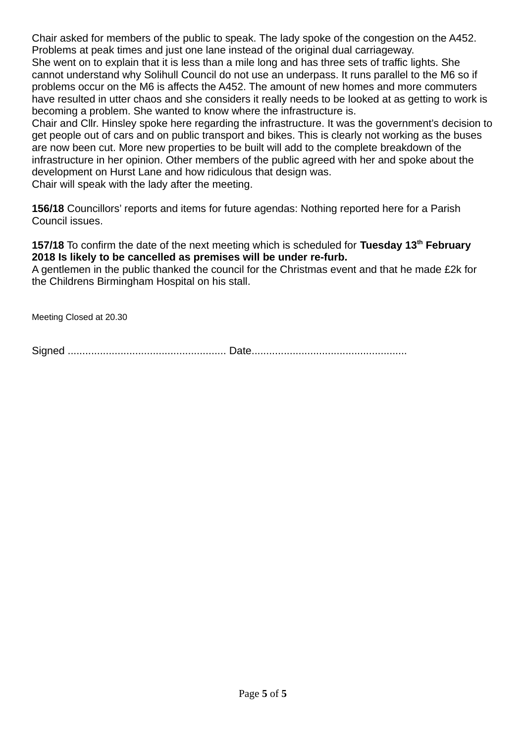Chair asked for members of the public to speak. The lady spoke of the congestion on the A452. Problems at peak times and just one lane instead of the original dual carriageway.
She went on to explain that it is less than a mile long and has three sets of traffic lights. She cannot understand why Solihull Council do not use an underpass. It runs parallel to the M6 so if problems occur on the M6 is affects the A452. The amount of new homes and more commuters have resulted in utter chaos and she considers it really needs to be looked at as getting to work is becoming a problem. She wanted to know where the infrastructure is.
Chair and Cllr. Hinsley spoke here regarding the infrastructure. It was the government's decision to get people out of cars and on public transport and bikes. This is clearly not working as the buses are now been cut. More new properties to be built will add to the complete breakdown of the infrastructure in her opinion. Other members of the public agreed with her and spoke about the development on Hurst Lane and how ridiculous that design was.
Chair will speak with the lady after the meeting.

**156/18** Councillors' reports and items for future agendas: Nothing reported here for a Parish Council issues.

**157/18** To confirm the date of the next meeting which is scheduled for **Tuesday 13th February 2018 Is likely to be cancelled as premises will be under re-furb.**
A gentlemen in the public thanked the council for the Christmas event and that he made £2k for the Childrens Birmingham Hospital on his stall.

Meeting Closed at 20.30

Signed ...................................................... Date.....................................................